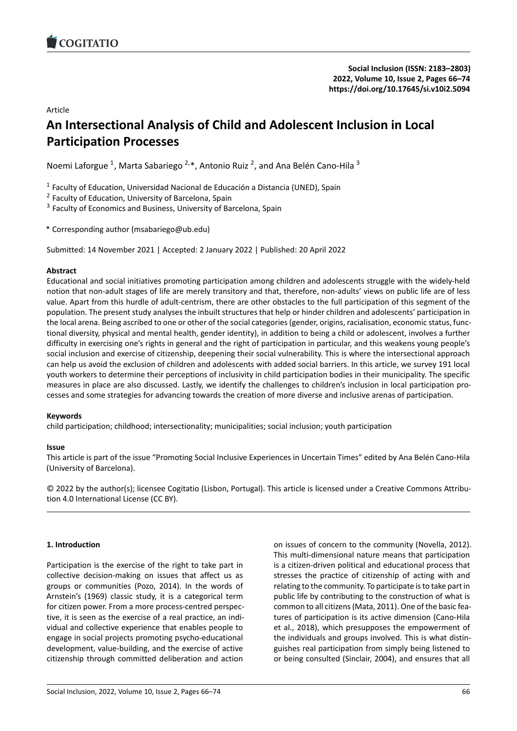COGITATIO

**Social Inclusion (ISSN: 2183–2803)**
**2022, Volume 10, Issue 2, Pages 66–74**
**https://doi.org/10.17645/si.v10i2.5094**

Article

# An Intersectional Analysis of Child and Adolescent Inclusion in Local Participation Processes

Noemi Laforgue [1], Marta Sabariego [2,*], Antonio Ruiz [2], and Ana Belén Cano-Hila [3]

[1] Faculty of Education, Universidad Nacional de Educación a Distancia (UNED), Spain
[2] Faculty of Education, University of Barcelona, Spain
[3] Faculty of Economics and Business, University of Barcelona, Spain

* Corresponding author (msabariego@ub.edu)

Submitted: 14 November 2021 | Accepted: 2 January 2022 | Published: 20 April 2022

**Abstract**

Educational and social initiatives promoting participation among children and adolescents struggle with the widely-held notion that non-adult stages of life are merely transitory and that, therefore, non-adults' views on public life are of less value. Apart from this hurdle of adult-centrism, there are other obstacles to the full participation of this segment of the population. The present study analyses the inbuilt structures that help or hinder children and adolescents' participation in the local arena. Being ascribed to one or other of the social categories (gender, origins, racialisation, economic status, functional diversity, physical and mental health, gender identity), in addition to being a child or adolescent, involves a further difficulty in exercising one's rights in general and the right of participation in particular, and this weakens young people's social inclusion and exercise of citizenship, deepening their social vulnerability. This is where the intersectional approach can help us avoid the exclusion of children and adolescents with added social barriers. In this article, we survey 191 local youth workers to determine their perceptions of inclusivity in child participation bodies in their municipality. The specific measures in place are also discussed. Lastly, we identify the challenges to children's inclusion in local participation processes and some strategies for advancing towards the creation of more diverse and inclusive arenas of participation.

**Keywords**

child participation; childhood; intersectionality; municipalities; social inclusion; youth participation

**Issue**

This article is part of the issue "Promoting Social Inclusive Experiences in Uncertain Times" edited by Ana Belén Cano-Hila (University of Barcelona).

© 2022 by the author(s); licensee Cogitatio (Lisbon, Portugal). This article is licensed under a Creative Commons Attribution 4.0 International License (CC BY).

## 1. Introduction

Participation is the exercise of the right to take part in collective decision-making on issues that affect us as groups or communities (Pozo, 2014). In the words of Arnstein's (1969) classic study, it is a categorical term for citizen power. From a more process-centred perspective, it is seen as the exercise of a real practice, an individual and collective experience that enables people to engage in social projects promoting psycho-educational development, value-building, and the exercise of active citizenship through committed deliberation and action on issues of concern to the community (Novella, 2012). This multi-dimensional nature means that participation is a citizen-driven political and educational process that stresses the practice of citizenship of acting with and relating to the community. To participate is to take part in public life by contributing to the construction of what is common to all citizens (Mata, 2011). One of the basic features of participation is its active dimension (Cano-Hila et al., 2018), which presupposes the empowerment of the individuals and groups involved. This is what distinguishes real participation from simply being listened to or being consulted (Sinclair, 2004), and ensures that all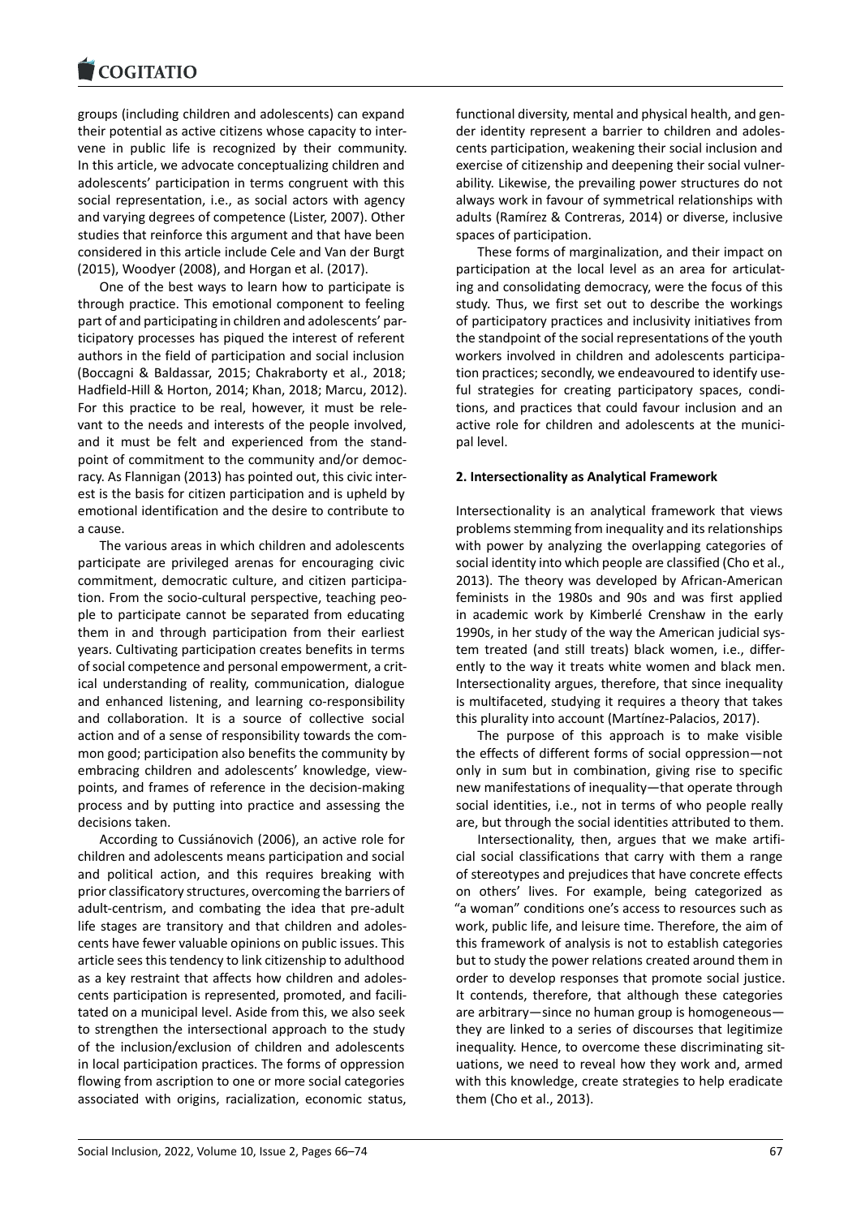groups (including children and adolescents) can expand their potential as active citizens whose capacity to intervene in public life is recognized by their community. In this article, we advocate conceptualizing children and adolescents' participation in terms congruent with this social representation, i.e., as social actors with agency and varying degrees of competence (Lister, 2007). Other studies that reinforce this argument and that have been considered in this article include Cele and Van der Burgt (2015), Woodyer (2008), and Horgan et al. (2017).

One of the best ways to learn how to participate is through practice. This emotional component to feeling part of and participating in children and adolescents' participatory processes has piqued the interest of referent authors in the field of participation and social inclusion (Boccagni & Baldassar, 2015; Chakraborty et al., 2018; Hadfield-Hill & Horton, 2014; Khan, 2018; Marcu, 2012). For this practice to be real, however, it must be relevant to the needs and interests of the people involved, and it must be felt and experienced from the standpoint of commitment to the community and/or democracy. As Flannigan (2013) has pointed out, this civic interest is the basis for citizen participation and is upheld by emotional identification and the desire to contribute to a cause.

The various areas in which children and adolescents participate are privileged arenas for encouraging civic commitment, democratic culture, and citizen participation. From the socio-cultural perspective, teaching people to participate cannot be separated from educating them in and through participation from their earliest years. Cultivating participation creates benefits in terms of social competence and personal empowerment, a critical understanding of reality, communication, dialogue and enhanced listening, and learning co-responsibility and collaboration. It is a source of collective social action and of a sense of responsibility towards the common good; participation also benefits the community by embracing children and adolescents' knowledge, viewpoints, and frames of reference in the decision-making process and by putting into practice and assessing the decisions taken.

According to Cussiánovich (2006), an active role for children and adolescents means participation and social and political action, and this requires breaking with prior classificatory structures, overcoming the barriers of adult-centrism, and combating the idea that pre-adult life stages are transitory and that children and adolescents have fewer valuable opinions on public issues. This article sees this tendency to link citizenship to adulthood as a key restraint that affects how children and adolescents participation is represented, promoted, and facilitated on a municipal level. Aside from this, we also seek to strengthen the intersectional approach to the study of the inclusion/exclusion of children and adolescents in local participation practices. The forms of oppression flowing from ascription to one or more social categories associated with origins, racialization, economic status, functional diversity, mental and physical health, and gender identity represent a barrier to children and adolescents participation, weakening their social inclusion and exercise of citizenship and deepening their social vulnerability. Likewise, the prevailing power structures do not always work in favour of symmetrical relationships with adults (Ramírez & Contreras, 2014) or diverse, inclusive spaces of participation.

These forms of marginalization, and their impact on participation at the local level as an area for articulating and consolidating democracy, were the focus of this study. Thus, we first set out to describe the workings of participatory practices and inclusivity initiatives from the standpoint of the social representations of the youth workers involved in children and adolescents participation practices; secondly, we endeavoured to identify useful strategies for creating participatory spaces, conditions, and practices that could favour inclusion and an active role for children and adolescents at the municipal level.

## 2. Intersectionality as Analytical Framework

Intersectionality is an analytical framework that views problems stemming from inequality and its relationships with power by analyzing the overlapping categories of social identity into which people are classified (Cho et al., 2013). The theory was developed by African-American feminists in the 1980s and 90s and was first applied in academic work by Kimberlé Crenshaw in the early 1990s, in her study of the way the American judicial system treated (and still treats) black women, i.e., differently to the way it treats white women and black men. Intersectionality argues, therefore, that since inequality is multifaceted, studying it requires a theory that takes this plurality into account (Martínez-Palacios, 2017).

The purpose of this approach is to make visible the effects of different forms of social oppression—not only in sum but in combination, giving rise to specific new manifestations of inequality—that operate through social identities, i.e., not in terms of who people really are, but through the social identities attributed to them.

Intersectionality, then, argues that we make artificial social classifications that carry with them a range of stereotypes and prejudices that have concrete effects on others' lives. For example, being categorized as "a woman" conditions one's access to resources such as work, public life, and leisure time. Therefore, the aim of this framework of analysis is not to establish categories but to study the power relations created around them in order to develop responses that promote social justice. It contends, therefore, that although these categories are arbitrary—since no human group is homogeneous—they are linked to a series of discourses that legitimize inequality. Hence, to overcome these discriminating situations, we need to reveal how they work and, armed with this knowledge, create strategies to help eradicate them (Cho et al., 2013).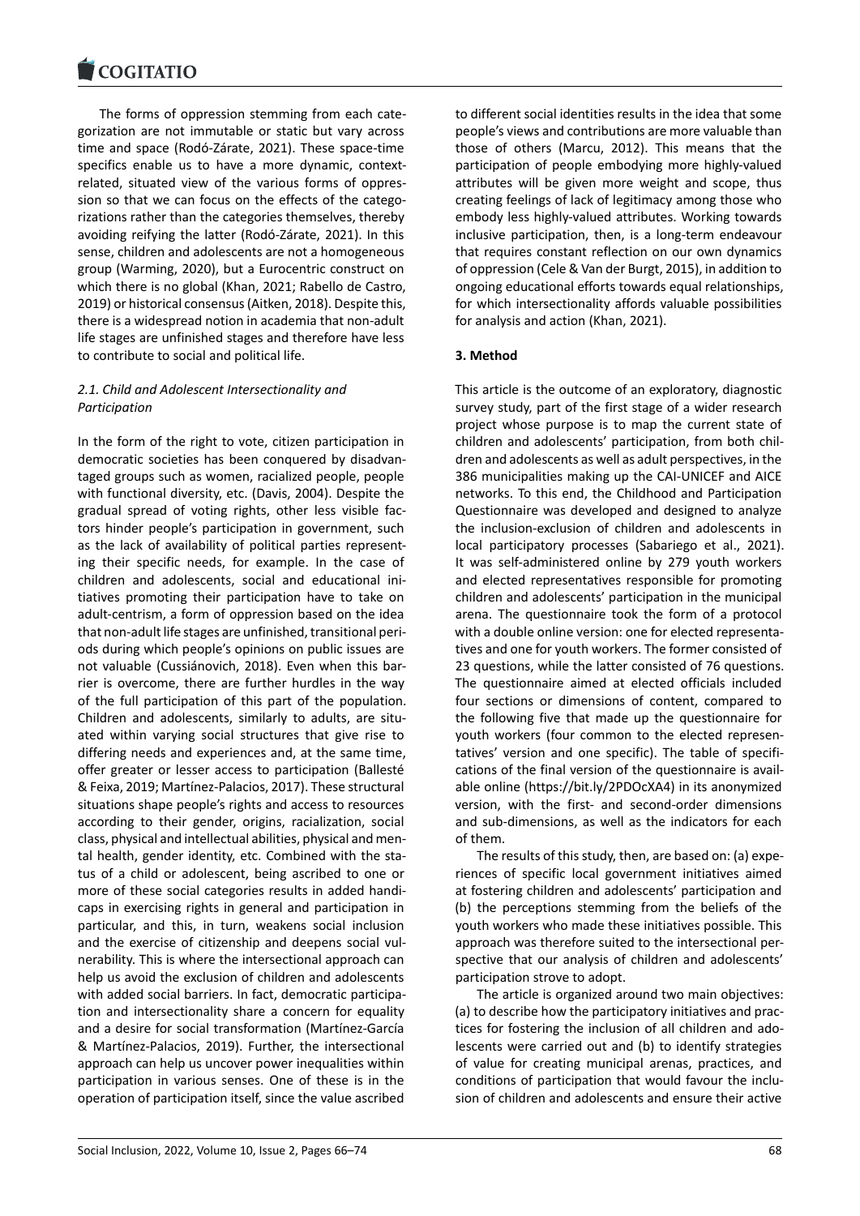The forms of oppression stemming from each categorization are not immutable or static but vary across time and space (Rodó-Zárate, 2021). These space-time specifics enable us to have a more dynamic, context-related, situated view of the various forms of oppression so that we can focus on the effects of the categorizations rather than the categories themselves, thereby avoiding reifying the latter (Rodó-Zárate, 2021). In this sense, children and adolescents are not a homogeneous group (Warming, 2020), but a Eurocentric construct on which there is no global (Khan, 2021; Rabello de Castro, 2019) or historical consensus (Aitken, 2018). Despite this, there is a widespread notion in academia that non-adult life stages are unfinished stages and therefore have less to contribute to social and political life.

### *2.1. Child and Adolescent Intersectionality and Participation*

In the form of the right to vote, citizen participation in democratic societies has been conquered by disadvantaged groups such as women, racialized people, people with functional diversity, etc. (Davis, 2004). Despite the gradual spread of voting rights, other less visible factors hinder people's participation in government, such as the lack of availability of political parties representing their specific needs, for example. In the case of children and adolescents, social and educational initiatives promoting their participation have to take on adult-centrism, a form of oppression based on the idea that non-adult life stages are unfinished, transitional periods during which people's opinions on public issues are not valuable (Cussiánovich, 2018). Even when this barrier is overcome, there are further hurdles in the way of the full participation of this part of the population. Children and adolescents, similarly to adults, are situated within varying social structures that give rise to differing needs and experiences and, at the same time, offer greater or lesser access to participation (Ballesté & Feixa, 2019; Martínez-Palacios, 2017). These structural situations shape people's rights and access to resources according to their gender, origins, racialization, social class, physical and intellectual abilities, physical and mental health, gender identity, etc. Combined with the status of a child or adolescent, being ascribed to one or more of these social categories results in added handicaps in exercising rights in general and participation in particular, and this, in turn, weakens social inclusion and the exercise of citizenship and deepens social vulnerability. This is where the intersectional approach can help us avoid the exclusion of children and adolescents with added social barriers. In fact, democratic participation and intersectionality share a concern for equality and a desire for social transformation (Martínez-García & Martínez-Palacios, 2019). Further, the intersectional approach can help us uncover power inequalities within participation in various senses. One of these is in the operation of participation itself, since the value ascribed to different social identities results in the idea that some people's views and contributions are more valuable than those of others (Marcu, 2012). This means that the participation of people embodying more highly-valued attributes will be given more weight and scope, thus creating feelings of lack of legitimacy among those who embody less highly-valued attributes. Working towards inclusive participation, then, is a long-term endeavour that requires constant reflection on our own dynamics of oppression (Cele & Van der Burgt, 2015), in addition to ongoing educational efforts towards equal relationships, for which intersectionality affords valuable possibilities for analysis and action (Khan, 2021).

## 3. Method

This article is the outcome of an exploratory, diagnostic survey study, part of the first stage of a wider research project whose purpose is to map the current state of children and adolescents' participation, from both children and adolescents as well as adult perspectives, in the 386 municipalities making up the CAI-UNICEF and AICE networks. To this end, the Childhood and Participation Questionnaire was developed and designed to analyze the inclusion-exclusion of children and adolescents in local participatory processes (Sabariego et al., 2021). It was self-administered online by 279 youth workers and elected representatives responsible for promoting children and adolescents' participation in the municipal arena. The questionnaire took the form of a protocol with a double online version: one for elected representatives and one for youth workers. The former consisted of 23 questions, while the latter consisted of 76 questions. The questionnaire aimed at elected officials included four sections or dimensions of content, compared to the following five that made up the questionnaire for youth workers (four common to the elected representatives' version and one specific). The table of specifications of the final version of the questionnaire is available online (https://bit.ly/2PDOcXA4) in its anonymized version, with the first- and second-order dimensions and sub-dimensions, as well as the indicators for each of them.

The results of this study, then, are based on: (a) experiences of specific local government initiatives aimed at fostering children and adolescents' participation and (b) the perceptions stemming from the beliefs of the youth workers who made these initiatives possible. This approach was therefore suited to the intersectional perspective that our analysis of children and adolescents' participation strove to adopt.

The article is organized around two main objectives: (a) to describe how the participatory initiatives and practices for fostering the inclusion of all children and adolescents were carried out and (b) to identify strategies of value for creating municipal arenas, practices, and conditions of participation that would favour the inclusion of children and adolescents and ensure their active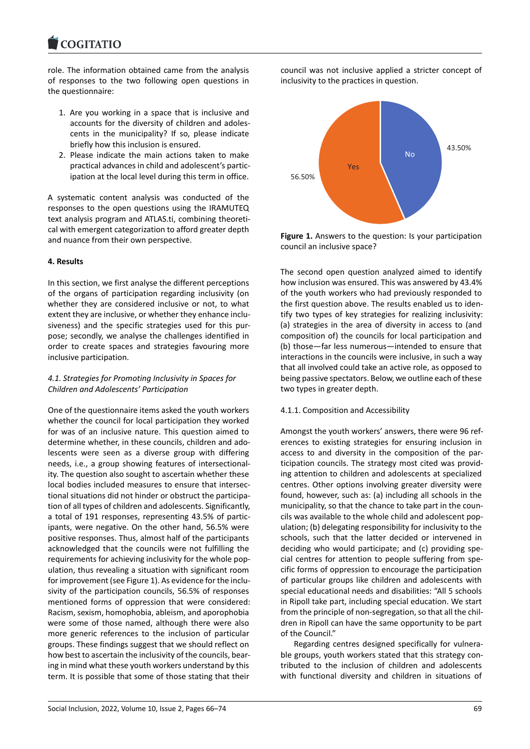role. The information obtained came from the analysis of responses to the two following open questions in the questionnaire:

1. Are you working in a space that is inclusive and accounts for the diversity of children and adolescents in the municipality? If so, please indicate briefly how this inclusion is ensured.
2. Please indicate the main actions taken to make practical advances in child and adolescent's participation at the local level during this term in office.

A systematic content analysis was conducted of the responses to the open questions using the IRAMUTEQ text analysis program and ATLAS.ti, combining theoretical with emergent categorization to afford greater depth and nuance from their own perspective.

## 4. Results

In this section, we first analyse the different perceptions of the organs of participation regarding inclusivity (on whether they are considered inclusive or not, to what extent they are inclusive, or whether they enhance inclusiveness) and the specific strategies used for this purpose; secondly, we analyse the challenges identified in order to create spaces and strategies favouring more inclusive participation.

### *4.1. Strategies for Promoting Inclusivity in Spaces for Children and Adolescents' Participation*

One of the questionnaire items asked the youth workers whether the council for local participation they worked for was of an inclusive nature. This question aimed to determine whether, in these councils, children and adolescents were seen as a diverse group with differing needs, i.e., a group showing features of intersectionality. The question also sought to ascertain whether these local bodies included measures to ensure that intersectional situations did not hinder or obstruct the participation of all types of children and adolescents. Significantly, a total of 191 responses, representing 43.5% of participants, were negative. On the other hand, 56.5% were positive responses. Thus, almost half of the participants acknowledged that the councils were not fulfilling the requirements for achieving inclusivity for the whole population, thus revealing a situation with significant room for improvement (see Figure 1). As evidence for the inclusivity of the participation councils, 56.5% of responses mentioned forms of oppression that were considered: Racism, sexism, homophobia, ableism, and aporophobia were some of those named, although there were also more generic references to the inclusion of particular groups. These findings suggest that we should reflect on how best to ascertain the inclusivity of the councils, bearing in mind what these youth workers understand by this term. It is possible that some of those stating that their council was not inclusive applied a stricter concept of inclusivity to the practices in question.

| Answer | Percentage |
|---|---|
| Yes | 56.50% |
| No | 43.50% |

**Figure 1.** Answers to the question: Is your participation council an inclusive space?

The second open question analyzed aimed to identify how inclusion was ensured. This was answered by 43.4% of the youth workers who had previously responded to the first question above. The results enabled us to identify two types of key strategies for realizing inclusivity: (a) strategies in the area of diversity in access to (and composition of) the councils for local participation and (b) those—far less numerous—intended to ensure that interactions in the councils were inclusive, in such a way that all involved could take an active role, as opposed to being passive spectators. Below, we outline each of these two types in greater depth.

#### 4.1.1. Composition and Accessibility

Amongst the youth workers' answers, there were 96 references to existing strategies for ensuring inclusion in access to and diversity in the composition of the participation councils. The strategy most cited was providing attention to children and adolescents at specialized centres. Other options involving greater diversity were found, however, such as: (a) including all schools in the municipality, so that the chance to take part in the councils was available to the whole child and adolescent population; (b) delegating responsibility for inclusivity to the schools, such that the latter decided or intervened in deciding who would participate; and (c) providing special centres for attention to people suffering from specific forms of oppression to encourage the participation of particular groups like children and adolescents with special educational needs and disabilities: "All 5 schools in Ripoll take part, including special education. We start from the principle of non-segregation, so that all the children in Ripoll can have the same opportunity to be part of the Council."

Regarding centres designed specifically for vulnerable groups, youth workers stated that this strategy contributed to the inclusion of children and adolescents with functional diversity and children in situations of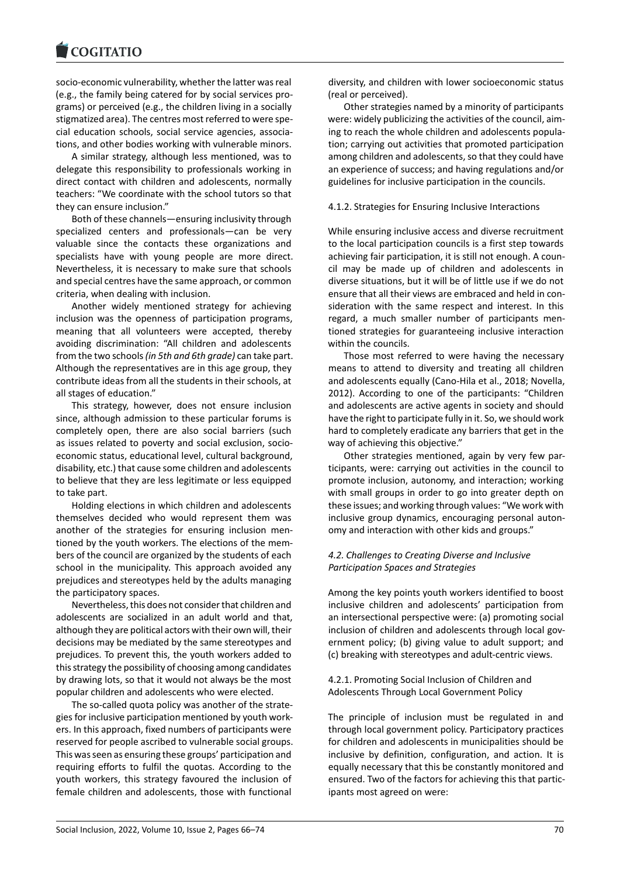socio-economic vulnerability, whether the latter was real (e.g., the family being catered for by social services programs) or perceived (e.g., the children living in a socially stigmatized area). The centres most referred to were special education schools, social service agencies, associations, and other bodies working with vulnerable minors.

A similar strategy, although less mentioned, was to delegate this responsibility to professionals working in direct contact with children and adolescents, normally teachers: "We coordinate with the school tutors so that they can ensure inclusion."

Both of these channels—ensuring inclusivity through specialized centers and professionals—can be very valuable since the contacts these organizations and specialists have with young people are more direct. Nevertheless, it is necessary to make sure that schools and special centres have the same approach, or common criteria, when dealing with inclusion.

Another widely mentioned strategy for achieving inclusion was the openness of participation programs, meaning that all volunteers were accepted, thereby avoiding discrimination: "All children and adolescents from the two schools *(in 5th and 6th grade)* can take part. Although the representatives are in this age group, they contribute ideas from all the students in their schools, at all stages of education."

This strategy, however, does not ensure inclusion since, although admission to these particular forums is completely open, there are also social barriers (such as issues related to poverty and social exclusion, socioeconomic status, educational level, cultural background, disability, etc.) that cause some children and adolescents to believe that they are less legitimate or less equipped to take part.

Holding elections in which children and adolescents themselves decided who would represent them was another of the strategies for ensuring inclusion mentioned by the youth workers. The elections of the members of the council are organized by the students of each school in the municipality. This approach avoided any prejudices and stereotypes held by the adults managing the participatory spaces.

Nevertheless, this does not consider that children and adolescents are socialized in an adult world and that, although they are political actors with their own will, their decisions may be mediated by the same stereotypes and prejudices. To prevent this, the youth workers added to this strategy the possibility of choosing among candidates by drawing lots, so that it would not always be the most popular children and adolescents who were elected.

The so-called quota policy was another of the strategies for inclusive participation mentioned by youth workers. In this approach, fixed numbers of participants were reserved for people ascribed to vulnerable social groups. This was seen as ensuring these groups' participation and requiring efforts to fulfil the quotas. According to the youth workers, this strategy favoured the inclusion of female children and adolescents, those with functional diversity, and children with lower socioeconomic status (real or perceived).

Other strategies named by a minority of participants were: widely publicizing the activities of the council, aiming to reach the whole children and adolescents population; carrying out activities that promoted participation among children and adolescents, so that they could have an experience of success; and having regulations and/or guidelines for inclusive participation in the councils.

#### 4.1.2. Strategies for Ensuring Inclusive Interactions

While ensuring inclusive access and diverse recruitment to the local participation councils is a first step towards achieving fair participation, it is still not enough. A council may be made up of children and adolescents in diverse situations, but it will be of little use if we do not ensure that all their views are embraced and held in consideration with the same respect and interest. In this regard, a much smaller number of participants mentioned strategies for guaranteeing inclusive interaction within the councils.

Those most referred to were having the necessary means to attend to diversity and treating all children and adolescents equally (Cano-Hila et al., 2018; Novella, 2012). According to one of the participants: "Children and adolescents are active agents in society and should have the right to participate fully in it. So, we should work hard to completely eradicate any barriers that get in the way of achieving this objective."

Other strategies mentioned, again by very few participants, were: carrying out activities in the council to promote inclusion, autonomy, and interaction; working with small groups in order to go into greater depth on these issues; and working through values: "We work with inclusive group dynamics, encouraging personal autonomy and interaction with other kids and groups."

### *4.2. Challenges to Creating Diverse and Inclusive Participation Spaces and Strategies*

Among the key points youth workers identified to boost inclusive children and adolescents' participation from an intersectional perspective were: (a) promoting social inclusion of children and adolescents through local government policy; (b) giving value to adult support; and (c) breaking with stereotypes and adult-centric views.

#### 4.2.1. Promoting Social Inclusion of Children and Adolescents Through Local Government Policy

The principle of inclusion must be regulated in and through local government policy. Participatory practices for children and adolescents in municipalities should be inclusive by definition, configuration, and action. It is equally necessary that this be constantly monitored and ensured. Two of the factors for achieving this that participants most agreed on were: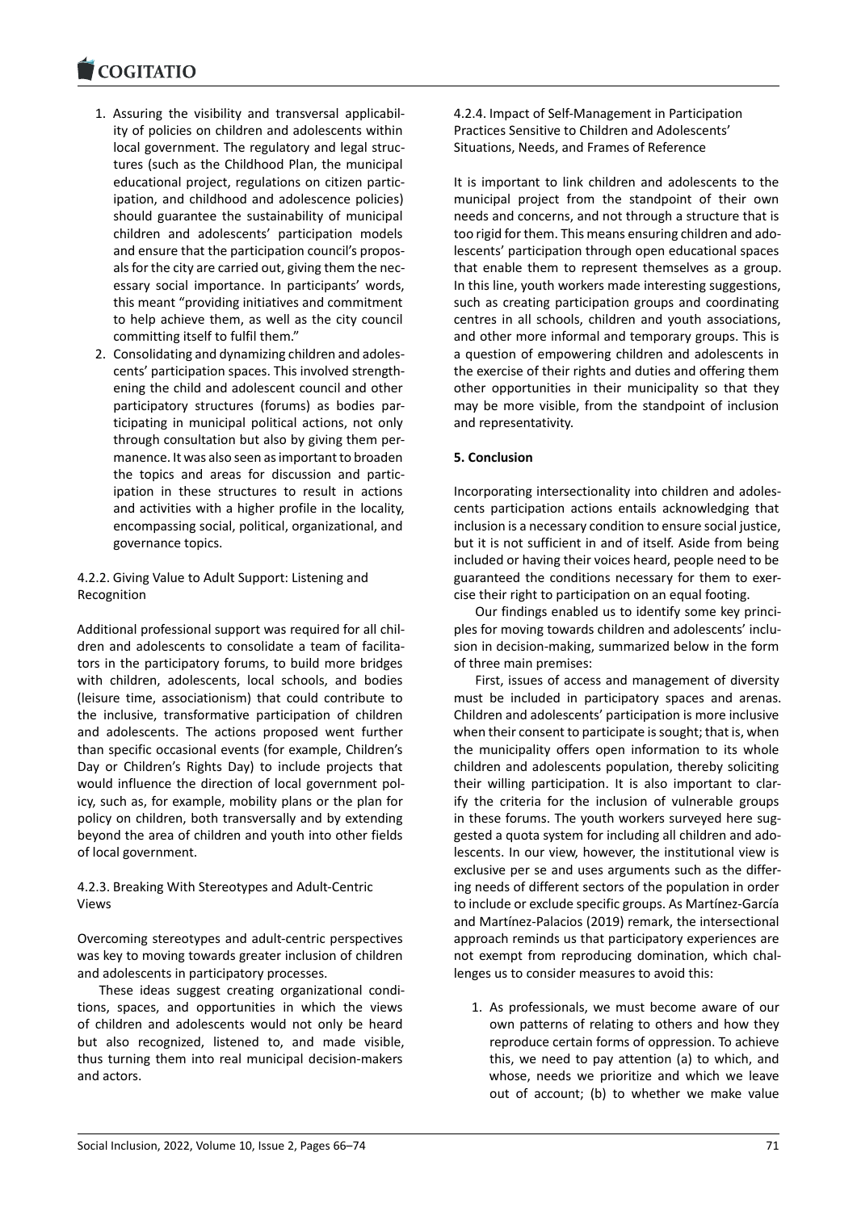1. Assuring the visibility and transversal applicability of policies on children and adolescents within local government. The regulatory and legal structures (such as the Childhood Plan, the municipal educational project, regulations on citizen participation, and childhood and adolescence policies) should guarantee the sustainability of municipal children and adolescents' participation models and ensure that the participation council's proposals for the city are carried out, giving them the necessary social importance. In participants' words, this meant "providing initiatives and commitment to help achieve them, as well as the city council committing itself to fulfil them."
2. Consolidating and dynamizing children and adolescents' participation spaces. This involved strengthening the child and adolescent council and other participatory structures (forums) as bodies participating in municipal political actions, not only through consultation but also by giving them permanence. It was also seen as important to broaden the topics and areas for discussion and participation in these structures to result in actions and activities with a higher profile in the locality, encompassing social, political, organizational, and governance topics.

#### 4.2.2. Giving Value to Adult Support: Listening and Recognition

Additional professional support was required for all children and adolescents to consolidate a team of facilitators in the participatory forums, to build more bridges with children, adolescents, local schools, and bodies (leisure time, associationism) that could contribute to the inclusive, transformative participation of children and adolescents. The actions proposed went further than specific occasional events (for example, Children's Day or Children's Rights Day) to include projects that would influence the direction of local government policy, such as, for example, mobility plans or the plan for policy on children, both transversally and by extending beyond the area of children and youth into other fields of local government.

#### 4.2.3. Breaking With Stereotypes and Adult-Centric Views

Overcoming stereotypes and adult-centric perspectives was key to moving towards greater inclusion of children and adolescents in participatory processes.

These ideas suggest creating organizational conditions, spaces, and opportunities in which the views of children and adolescents would not only be heard but also recognized, listened to, and made visible, thus turning them into real municipal decision-makers and actors.

#### 4.2.4. Impact of Self-Management in Participation Practices Sensitive to Children and Adolescents' Situations, Needs, and Frames of Reference

It is important to link children and adolescents to the municipal project from the standpoint of their own needs and concerns, and not through a structure that is too rigid for them. This means ensuring children and adolescents' participation through open educational spaces that enable them to represent themselves as a group. In this line, youth workers made interesting suggestions, such as creating participation groups and coordinating centres in all schools, children and youth associations, and other more informal and temporary groups. This is a question of empowering children and adolescents in the exercise of their rights and duties and offering them other opportunities in their municipality so that they may be more visible, from the standpoint of inclusion and representativity.

## 5. Conclusion

Incorporating intersectionality into children and adolescents participation actions entails acknowledging that inclusion is a necessary condition to ensure social justice, but it is not sufficient in and of itself. Aside from being included or having their voices heard, people need to be guaranteed the conditions necessary for them to exercise their right to participation on an equal footing.

Our findings enabled us to identify some key principles for moving towards children and adolescents' inclusion in decision-making, summarized below in the form of three main premises:

First, issues of access and management of diversity must be included in participatory spaces and arenas. Children and adolescents' participation is more inclusive when their consent to participate is sought; that is, when the municipality offers open information to its whole children and adolescents population, thereby soliciting their willing participation. It is also important to clarify the criteria for the inclusion of vulnerable groups in these forums. The youth workers surveyed here suggested a quota system for including all children and adolescents. In our view, however, the institutional view is exclusive per se and uses arguments such as the differing needs of different sectors of the population in order to include or exclude specific groups. As Martínez-García and Martínez-Palacios (2019) remark, the intersectional approach reminds us that participatory experiences are not exempt from reproducing domination, which challenges us to consider measures to avoid this:

1. As professionals, we must become aware of our own patterns of relating to others and how they reproduce certain forms of oppression. To achieve this, we need to pay attention (a) to which, and whose, needs we prioritize and which we leave out of account; (b) to whether we make value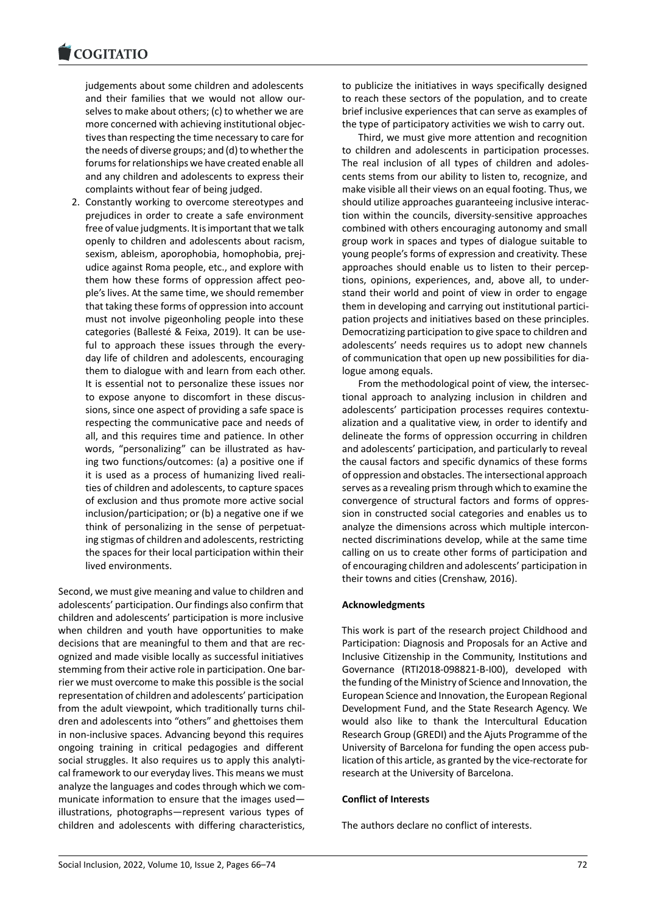judgements about some children and adolescents and their families that we would not allow ourselves to make about others; (c) to whether we are more concerned with achieving institutional objectives than respecting the time necessary to care for the needs of diverse groups; and (d) to whether the forums for relationships we have created enable all and any children and adolescents to express their complaints without fear of being judged.

2. Constantly working to overcome stereotypes and prejudices in order to create a safe environment free of value judgments. It is important that we talk openly to children and adolescents about racism, sexism, ableism, aporophobia, homophobia, prejudice against Roma people, etc., and explore with them how these forms of oppression affect people's lives. At the same time, we should remember that taking these forms of oppression into account must not involve pigeonholing people into these categories (Ballesté & Feixa, 2019). It can be useful to approach these issues through the everyday life of children and adolescents, encouraging them to dialogue with and learn from each other. It is essential not to personalize these issues nor to expose anyone to discomfort in these discussions, since one aspect of providing a safe space is respecting the communicative pace and needs of all, and this requires time and patience. In other words, "personalizing" can be illustrated as having two functions/outcomes: (a) a positive one if it is used as a process of humanizing lived realities of children and adolescents, to capture spaces of exclusion and thus promote more active social inclusion/participation; or (b) a negative one if we think of personalizing in the sense of perpetuating stigmas of children and adolescents, restricting the spaces for their local participation within their lived environments.

Second, we must give meaning and value to children and adolescents' participation. Our findings also confirm that children and adolescents' participation is more inclusive when children and youth have opportunities to make decisions that are meaningful to them and that are recognized and made visible locally as successful initiatives stemming from their active role in participation. One barrier we must overcome to make this possible is the social representation of children and adolescents' participation from the adult viewpoint, which traditionally turns children and adolescents into "others" and ghettoises them in non-inclusive spaces. Advancing beyond this requires ongoing training in critical pedagogies and different social struggles. It also requires us to apply this analytical framework to our everyday lives. This means we must analyze the languages and codes through which we communicate information to ensure that the images used—illustrations, photographs—represent various types of children and adolescents with differing characteristics, to publicize the initiatives in ways specifically designed to reach these sectors of the population, and to create brief inclusive experiences that can serve as examples of the type of participatory activities we wish to carry out.

Third, we must give more attention and recognition to children and adolescents in participation processes. The real inclusion of all types of children and adolescents stems from our ability to listen to, recognize, and make visible all their views on an equal footing. Thus, we should utilize approaches guaranteeing inclusive interaction within the councils, diversity-sensitive approaches combined with others encouraging autonomy and small group work in spaces and types of dialogue suitable to young people's forms of expression and creativity. These approaches should enable us to listen to their perceptions, opinions, experiences, and, above all, to understand their world and point of view in order to engage them in developing and carrying out institutional participation projects and initiatives based on these principles. Democratizing participation to give space to children and adolescents' needs requires us to adopt new channels of communication that open up new possibilities for dialogue among equals.

From the methodological point of view, the intersectional approach to analyzing inclusion in children and adolescents' participation processes requires contextualization and a qualitative view, in order to identify and delineate the forms of oppression occurring in children and adolescents' participation, and particularly to reveal the causal factors and specific dynamics of these forms of oppression and obstacles. The intersectional approach serves as a revealing prism through which to examine the convergence of structural factors and forms of oppression in constructed social categories and enables us to analyze the dimensions across which multiple interconnected discriminations develop, while at the same time calling on us to create other forms of participation and of encouraging children and adolescents' participation in their towns and cities (Crenshaw, 2016).

**Acknowledgments**

This work is part of the research project Childhood and Participation: Diagnosis and Proposals for an Active and Inclusive Citizenship in the Community, Institutions and Governance (RTI2018-098821-B-I00), developed with the funding of the Ministry of Science and Innovation, the European Science and Innovation, the European Regional Development Fund, and the State Research Agency. We would also like to thank the Intercultural Education Research Group (GREDI) and the Ajuts Programme of the University of Barcelona for funding the open access publication of this article, as granted by the vice-rectorate for research at the University of Barcelona.

**Conflict of Interests**

The authors declare no conflict of interests.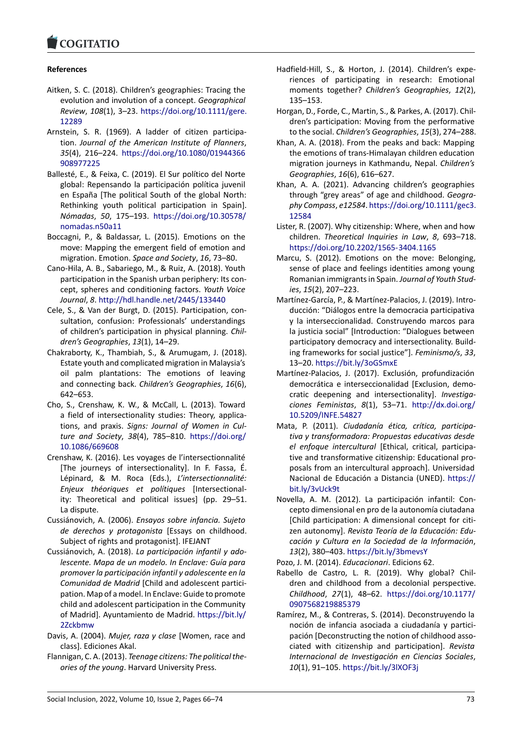## References

Aitken, S. C. (2018). Children's geographies: Tracing the evolution and involution of a concept. *Geographical Review*, *108*(1), 3–23. https://doi.org/10.1111/gere.12289

Arnstein, S. R. (1969). A ladder of citizen participation. *Journal of the American Institute of Planners*, *35*(4), 216–224. https://doi.org/10.1080/01944366908977225

Ballesté, E., & Feixa, C. (2019). El Sur político del Norte global: Repensando la participación política juvenil en España [The political South of the global North: Rethinking youth political participation in Spain]. *Nómadas*, *50*, 175–193. https://doi.org/10.30578/nomadas.n50a11

Boccagni, P., & Baldassar, L. (2015). Emotions on the move: Mapping the emergent field of emotion and migration. Emotion. *Space and Society*, *16*, 73–80.

Cano-Hila, A. B., Sabariego, M., & Ruiz, A. (2018). Youth participation in the Spanish urban periphery: Its concept, spheres and conditioning factors. *Youth Voice Journal*, *8*. http://hdl.handle.net/2445/133440

Cele, S., & Van der Burgt, D. (2015). Participation, consultation, confusion: Professionals' understandings of children's participation in physical planning. *Children's Geographies*, *13*(1), 14–29.

Chakraborty, K., Thambiah, S., & Arumugam, J. (2018). Estate youth and complicated migration in Malaysia's oil palm plantations: The emotions of leaving and connecting back. *Children's Geographies*, *16*(6), 642–653.

Cho, S., Crenshaw, K. W., & McCall, L. (2013). Toward a field of intersectionality studies: Theory, applications, and praxis. *Signs: Journal of Women in Culture and Society*, *38*(4), 785–810. https://doi.org/10.1086/669608

Crenshaw, K. (2016). Les voyages de l'intersectionnalité [The journeys of intersectionality]. In F. Fassa, É. Lépinard, & M. Roca (Eds.), *L'intersectionnalité: Enjeux théoriques et polítiques* [Intersectionality: Theoretical and political issues] (pp. 29–51. La dispute.

Cussiánovich, A. (2006). *Ensayos sobre infancia. Sujeto de derechos y protagonista* [Essays on childhood. Subject of rights and protagonist]. IFEJANT

Cussiánovich, A. (2018). *La participación infantil y adolescente. Mapa de un modelo. In Enclave: Guía para promover la participación infantil y adolescente en la Comunidad de Madrid* [Child and adolescent participation. Map of a model. In Enclave: Guide to promote child and adolescent participation in the Community of Madrid]. Ayuntamiento de Madrid. https://bit.ly/2Zckbmw

Davis, A. (2004). *Mujer, raza y clase* [Women, race and class]. Ediciones Akal.

Flannigan, C. A. (2013). *Teenage citizens: The political theories of the young*. Harvard University Press.

Hadfield-Hill, S., & Horton, J. (2014). Children's experiences of participating in research: Emotional moments together? *Children's Geographies*, *12*(2), 135–153.

Horgan, D., Forde, C., Martin, S., & Parkes, A. (2017). Children's participation: Moving from the performative to the social. *Children's Geographies*, *15*(3), 274–288.

Khan, A. A. (2018). From the peaks and back: Mapping the emotions of trans-Himalayan children education migration journeys in Kathmandu, Nepal. *Children's Geographies*, *16*(6), 616–627.

Khan, A. A. (2021). Advancing children's geographies through "grey areas" of age and childhood. *Geography Compass*, *e12584*. https://doi.org/10.1111/gec3.12584

Lister, R. (2007). Why citizenship: Where, when and how children. *Theoretical Inquiries in Law*, *8*, 693–718. https://doi.org/10.2202/1565-3404.1165

Marcu, S. (2012). Emotions on the move: Belonging, sense of place and feelings identities among young Romanian immigrants in Spain. *Journal of Youth Studies*, *15*(2), 207–223.

Martínez-García, P., & Martínez-Palacios, J. (2019). Introducción: "Diálogos entre la democracia participativa y la interseccionalidad. Construyendo marcos para la justicia social" [Introduction: "Dialogues between participatory democracy and intersectionality. Building frameworks for social justice"]. *Feminismo/s*, *33*, 13–20. https://bit.ly/3oGSmxE

Martínez-Palacios, J. (2017). Exclusión, profundización democrática e interseccionalidad [Exclusion, democratic deepening and intersectionality]. *Investigaciones Feministas*, *8*(1), 53–71. http://dx.doi.org/10.5209/INFE.54827

Mata, P. (2011). *Ciudadanía ética, crítica, participativa y transformadora: Propuestas educativas desde el enfoque intercultural* [Ethical, critical, participative and transformative citizenship: Educational proposals from an intercultural approach]. Universidad Nacional de Educación a Distancia (UNED). https://bit.ly/3vUck9t

Novella, A. M. (2012). La participación infantil: Concepto dimensional en pro de la autonomía ciutadana [Child participation: A dimensional concept for citizen autonomy]. *Revista Teoría de la Educación: Educación y Cultura en la Sociedad de la Información*, *13*(2), 380–403. https://bit.ly/3bmevsY

Pozo, J. M. (2014). *Educacionari*. Edicions 62.

Rabello de Castro, L. R. (2019). Why global? Children and childhood from a decolonial perspective. *Childhood*, *27*(1), 48–62. https://doi.org/10.1177/0907568219885379

Ramírez, M., & Contreras, S. (2014). Deconstruyendo la noción de infancia asociada a ciudadanía y participación [Deconstructing the notion of childhood associated with citizenship and participation]. *Revista Internacional de Investigación en Ciencias Sociales*, *10*(1), 91–105. https://bit.ly/3lXOF3j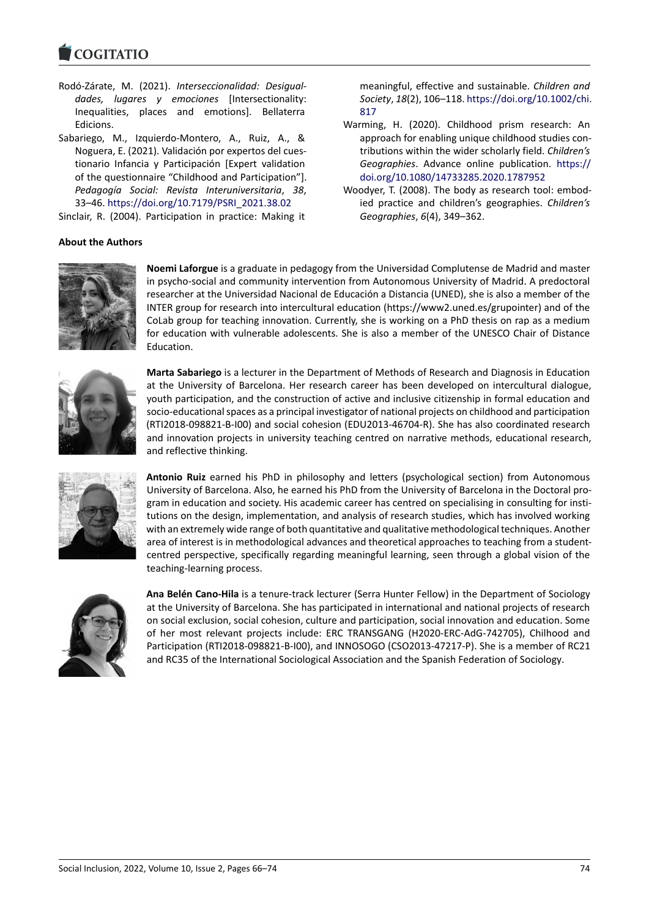Rodó-Zárate, M. (2021). *Interseccionalidad: Desigualdades, lugares y emociones* [Intersectionality: Inequalities, places and emotions]. Bellaterra Edicions.

Sabariego, M., Izquierdo-Montero, A., Ruiz, A., & Noguera, E. (2021). Validación por expertos del cuestionario Infancia y Participación [Expert validation of the questionnaire "Childhood and Participation"]. *Pedagogía Social: Revista Interuniversitaria*, *38*, 33–46. https://doi.org/10.7179/PSRI_2021.38.02

Sinclair, R. (2004). Participation in practice: Making it meaningful, effective and sustainable. *Children and Society*, *18*(2), 106–118. https://doi.org/10.1002/chi.817

Warming, H. (2020). Childhood prism research: An approach for enabling unique childhood studies contributions within the wider scholarly field. *Children's Geographies*. Advance online publication. https://doi.org/10.1080/14733285.2020.1787952

Woodyer, T. (2008). The body as research tool: embodied practice and children's geographies. *Children's Geographies*, *6*(4), 349–362.

**About the Authors**

**Noemi Laforgue** is a graduate in pedagogy from the Universidad Complutense de Madrid and master in psycho-social and community intervention from Autonomous University of Madrid. A predoctoral researcher at the Universidad Nacional de Educación a Distancia (UNED), she is also a member of the INTER group for research into intercultural education (https://www2.uned.es/grupointer) and of the CoLab group for teaching innovation. Currently, she is working on a PhD thesis on rap as a medium for education with vulnerable adolescents. She is also a member of the UNESCO Chair of Distance Education.

**Marta Sabariego** is a lecturer in the Department of Methods of Research and Diagnosis in Education at the University of Barcelona. Her research career has been developed on intercultural dialogue, youth participation, and the construction of active and inclusive citizenship in formal education and socio-educational spaces as a principal investigator of national projects on childhood and participation (RTI2018-098821-B-I00) and social cohesion (EDU2013-46704-R). She has also coordinated research and innovation projects in university teaching centred on narrative methods, educational research, and reflective thinking.

**Antonio Ruiz** earned his PhD in philosophy and letters (psychological section) from Autonomous University of Barcelona. Also, he earned his PhD from the University of Barcelona in the Doctoral program in education and society. His academic career has centred on specialising in consulting for institutions on the design, implementation, and analysis of research studies, which has involved working with an extremely wide range of both quantitative and qualitative methodological techniques. Another area of interest is in methodological advances and theoretical approaches to teaching from a student-centred perspective, specifically regarding meaningful learning, seen through a global vision of the teaching-learning process.

**Ana Belén Cano-Hila** is a tenure-track lecturer (Serra Hunter Fellow) in the Department of Sociology at the University of Barcelona. She has participated in international and national projects of research on social exclusion, social cohesion, culture and participation, social innovation and education. Some of her most relevant projects include: ERC TRANSGANG (H2020-ERC-AdG-742705), Chilhood and Participation (RTI2018-098821-B-I00), and INNOSOGO (CSO2013-47217-P). She is a member of RC21 and RC35 of the International Sociological Association and the Spanish Federation of Sociology.